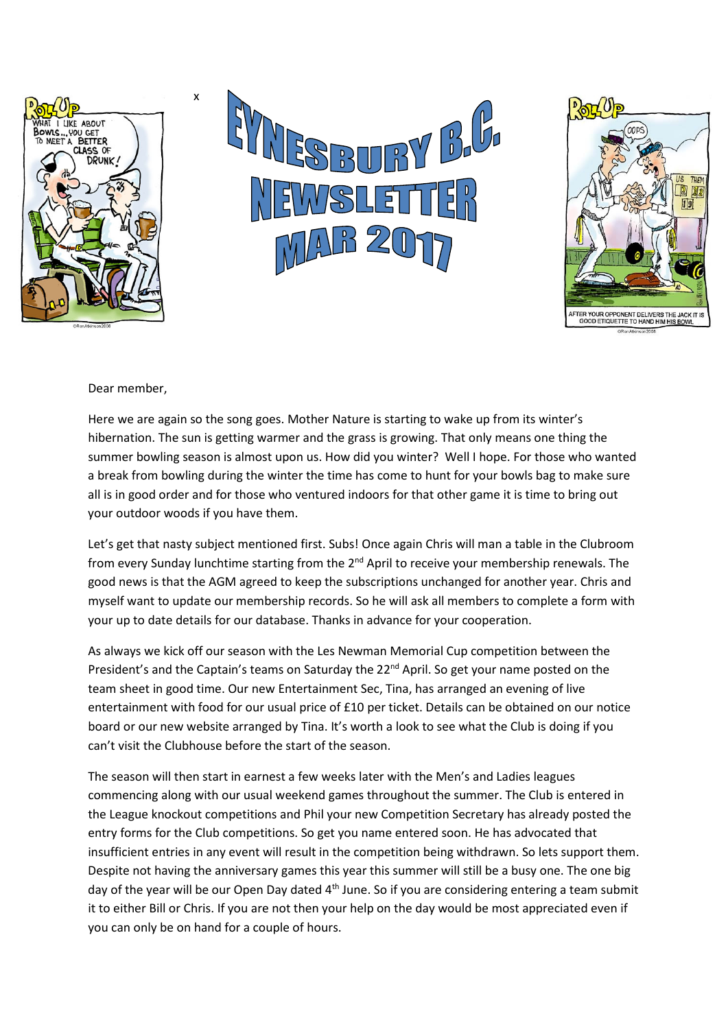# EYNESBURY B.C. NEWSLETTER MAR 2017

Dear member,

Here we are again so the song goes. Mother Nature is starting to wake up from its winter's hibernation. The sun is getting warmer and the grass is growing. That only means one thing the summer bowling season is almost upon us. How did you winter? Well I hope. For those who wanted a break from bowling during the winter the time has come to hunt for your bowls bag to make sure all is in good order and for those who ventured indoors for that other game it is time to bring out your outdoor woods if you have them.

Let's get that nasty subject mentioned first. Subs! Once again Chris will man a table in the Clubroom from every Sunday lunchtime starting from the 2nd April to receive your membership renewals. The good news is that the AGM agreed to keep the subscriptions unchanged for another year. Chris and myself want to update our membership records. So he will ask all members to complete a form with your up to date details for our database. Thanks in advance for your cooperation.

As always we kick off our season with the Les Newman Memorial Cup competition between the President's and the Captain's teams on Saturday the 22nd April. So get your name posted on the team sheet in good time. Our new Entertainment Sec, Tina, has arranged an evening of live entertainment with food for our usual price of £10 per ticket. Details can be obtained on our notice board or our new website arranged by Tina. It's worth a look to see what the Club is doing if you can't visit the Clubhouse before the start of the season.

The season will then start in earnest a few weeks later with the Men's and Ladies leagues commencing along with our usual weekend games throughout the summer. The Club is entered in the League knockout competitions and Phil your new Competition Secretary has already posted the entry forms for the Club competitions. So get you name entered soon. He has advocated that insufficient entries in any event will result in the competition being withdrawn. So lets support them. Despite not having the anniversary games this year this summer will still be a busy one. The one big day of the year will be our Open Day dated 4th June. So if you are considering entering a team submit it to either Bill or Chris. If you are not then your help on the day would be most appreciated even if you can only be on hand for a couple of hours.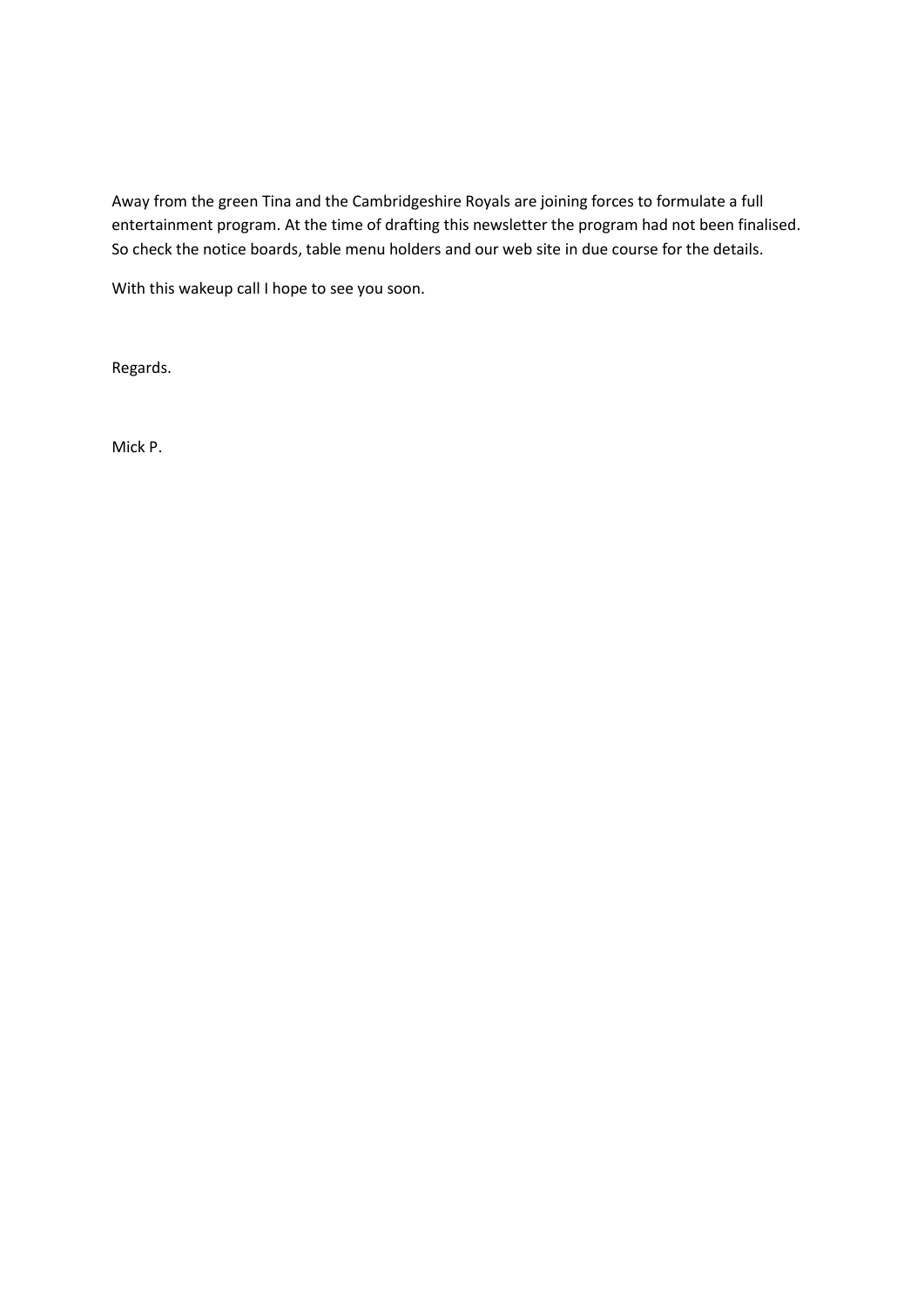Away from the green Tina and the Cambridgeshire Royals are joining forces to formulate a full entertainment program. At the time of drafting this newsletter the program had not been finalised. So check the notice boards, table menu holders and our web site in due course for the details.

With this wakeup call I hope to see you soon.

Regards.

Mick P.